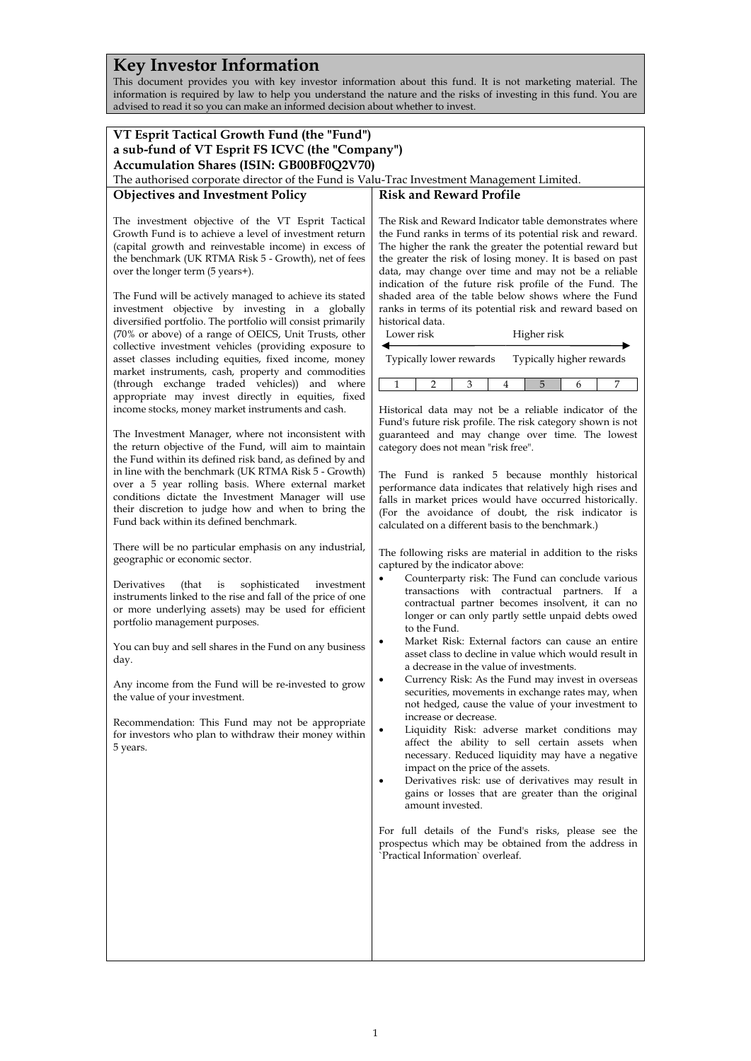# Key Investor Information

This document provides you with key investor information about this fund. It is not marketing material. The information is required by law to help you understand the nature and the risks of investing in this fund. You are advised to read it so you can make an informed decision about whether to invest.

**VT Esprit Tactical Growth Fund (the "Fund")**
**a sub-fund of VT Esprit FS ICVC (the "Company")**
**Accumulation Shares (ISIN: GB00BF0Q2V70)**

The authorised corporate director of the Fund is Valu-Trac Investment Management Limited.

## Objectives and Investment Policy

The investment objective of the VT Esprit Tactical Growth Fund is to achieve a level of investment return (capital growth and reinvestable income) in excess of the benchmark (UK RTMA Risk 5 - Growth), net of fees over the longer term (5 years+).

The Fund will be actively managed to achieve its stated investment objective by investing in a globally diversified portfolio. The portfolio will consist primarily (70% or above) of a range of OEICS, Unit Trusts, other collective investment vehicles (providing exposure to asset classes including equities, fixed income, money market instruments, cash, property and commodities (through exchange traded vehicles)) and where appropriate may invest directly in equities, fixed income stocks, money market instruments and cash.

The Investment Manager, where not inconsistent with the return objective of the Fund, will aim to maintain the Fund within its defined risk band, as defined by and in line with the benchmark (UK RTMA Risk 5 - Growth) over a 5 year rolling basis. Where external market conditions dictate the Investment Manager will use their discretion to judge how and when to bring the Fund back within its defined benchmark.

There will be no particular emphasis on any industrial, geographic or economic sector.

Derivatives (that is sophisticated investment instruments linked to the rise and fall of the price of one or more underlying assets) may be used for efficient portfolio management purposes.

You can buy and sell shares in the Fund on any business day.

Any income from the Fund will be re-invested to grow the value of your investment.

Recommendation: This Fund may not be appropriate for investors who plan to withdraw their money within 5 years.

## Risk and Reward Profile

The Risk and Reward Indicator table demonstrates where the Fund ranks in terms of its potential risk and reward. The higher the rank the greater the potential reward but the greater the risk of losing money. It is based on past data, may change over time and may not be a reliable indication of the future risk profile of the Fund. The shaded area of the table below shows where the Fund ranks in terms of its potential risk and reward based on historical data.

| Lower risk | | | | Higher risk | | |
|---|---|---|---|---|---|---|
| Typically lower rewards | | | | Typically higher rewards | | |
| 1 | 2 | 3 | 4 | **5** | 6 | 7 |

Historical data may not be a reliable indicator of the Fund's future risk profile. The risk category shown is not guaranteed and may change over time. The lowest category does not mean "risk free".

The Fund is ranked 5 because monthly historical performance data indicates that relatively high rises and falls in market prices would have occurred historically. (For the avoidance of doubt, the risk indicator is calculated on a different basis to the benchmark.)

The following risks are material in addition to the risks captured by the indicator above:

- Counterparty risk: The Fund can conclude various transactions with contractual partners. If a contractual partner becomes insolvent, it can no longer or can only partly settle unpaid debts owed to the Fund.
- Market Risk: External factors can cause an entire asset class to decline in value which would result in a decrease in the value of investments.
- Currency Risk: As the Fund may invest in overseas securities, movements in exchange rates may, when not hedged, cause the value of your investment to increase or decrease.
- Liquidity Risk: adverse market conditions may affect the ability to sell certain assets when necessary. Reduced liquidity may have a negative impact on the price of the assets.
- Derivatives risk: use of derivatives may result in gains or losses that are greater than the original amount invested.

For full details of the Fund's risks, please see the prospectus which may be obtained from the address in `Practical Information` overleaf.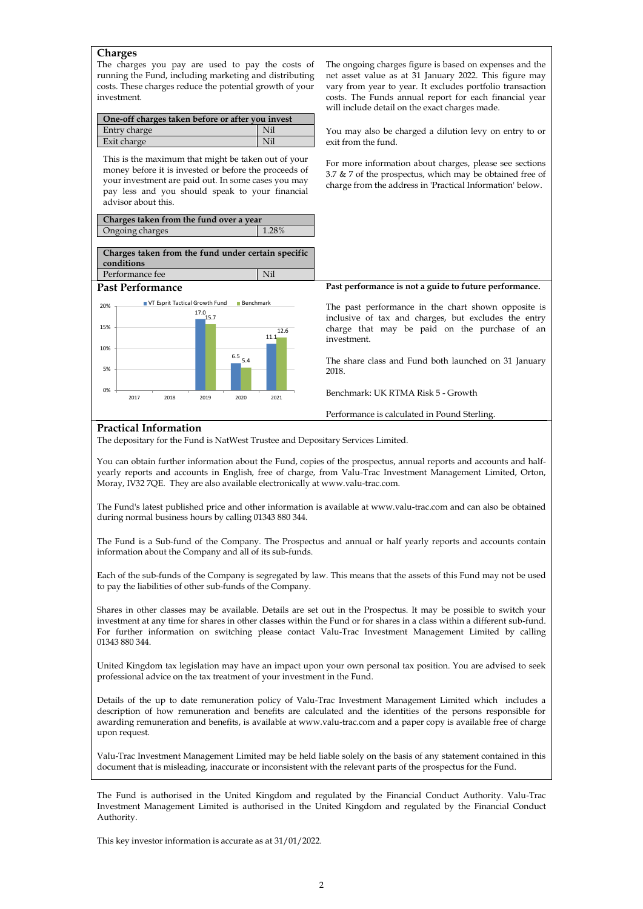## Charges

The charges you pay are used to pay the costs of running the Fund, including marketing and distributing costs. These charges reduce the potential growth of your investment.

| One-off charges taken before or after you invest | |
|---|---|
| Entry charge | Nil |
| Exit charge | Nil |

This is the maximum that might be taken out of your money before it is invested or before the proceeds of your investment are paid out. In some cases you may pay less and you should speak to your financial advisor about this.

| Charges taken from the fund over a year | |
|---|---|
| Ongoing charges | 1.28% |

| Charges taken from the fund under certain specific conditions | |
|---|---|
| Performance fee | Nil |

The ongoing charges figure is based on expenses and the net asset value as at 31 January 2022. This figure may vary from year to year. It excludes portfolio transaction costs. The Funds annual report for each financial year will include detail on the exact charges made.

You may also be charged a dilution levy on entry to or exit from the fund.

For more information about charges, please see sections 3.7 & 7 of the prospectus, which may be obtained free of charge from the address in 'Practical Information' below.

## Past Performance

VT Esprit Tactical Growth Fund
Benchmark
20%
15%
10%
5%
0%
2017
2018
2019
2020
2021
17.0
15.7
6.5
5.4
11.1
12.6

**Past performance is not a guide to future performance.**

The past performance in the chart shown opposite is inclusive of tax and charges, but excludes the entry charge that may be paid on the purchase of an investment.

The share class and Fund both launched on 31 January 2018.

Benchmark: UK RTMA Risk 5 - Growth

Performance is calculated in Pound Sterling.

## Practical Information

The depositary for the Fund is NatWest Trustee and Depositary Services Limited.

You can obtain further information about the Fund, copies of the prospectus, annual reports and accounts and half-yearly reports and accounts in English, free of charge, from Valu-Trac Investment Management Limited, Orton, Moray, IV32 7QE. They are also available electronically at www.valu-trac.com.

The Fund's latest published price and other information is available at www.valu-trac.com and can also be obtained during normal business hours by calling 01343 880 344.

The Fund is a Sub-fund of the Company. The Prospectus and annual or half yearly reports and accounts contain information about the Company and all of its sub-funds.

Each of the sub-funds of the Company is segregated by law. This means that the assets of this Fund may not be used to pay the liabilities of other sub-funds of the Company.

Shares in other classes may be available. Details are set out in the Prospectus. It may be possible to switch your investment at any time for shares in other classes within the Fund or for shares in a class within a different sub-fund. For further information on switching please contact Valu-Trac Investment Management Limited by calling 01343 880 344.

United Kingdom tax legislation may have an impact upon your own personal tax position. You are advised to seek professional advice on the tax treatment of your investment in the Fund.

Details of the up to date remuneration policy of Valu-Trac Investment Management Limited which includes a description of how remuneration and benefits are calculated and the identities of the persons responsible for awarding remuneration and benefits, is available at www.valu-trac.com and a paper copy is available free of charge upon request.

Valu-Trac Investment Management Limited may be held liable solely on the basis of any statement contained in this document that is misleading, inaccurate or inconsistent with the relevant parts of the prospectus for the Fund.

The Fund is authorised in the United Kingdom and regulated by the Financial Conduct Authority. Valu-Trac Investment Management Limited is authorised in the United Kingdom and regulated by the Financial Conduct Authority.

This key investor information is accurate as at 31/01/2022.